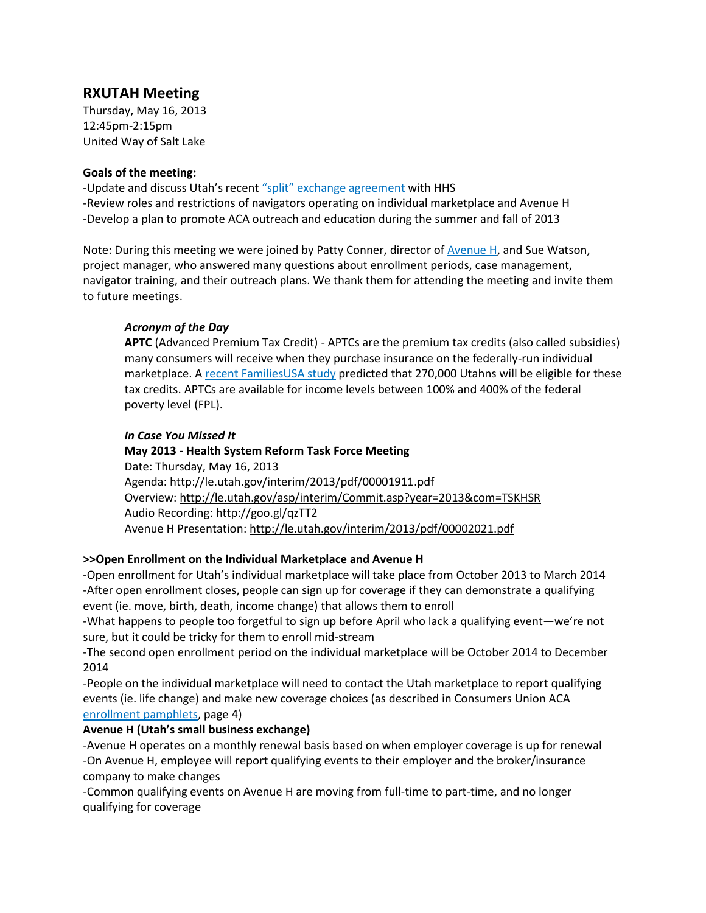## RXUTAH Meeting

Thursday, May 16, 2013
12:45pm-2:15pm
United Way of Salt Lake

**Goals of the meeting:**

-Update and discuss Utah's recent "split" exchange agreement with HHS
-Review roles and restrictions of navigators operating on individual marketplace and Avenue H
-Develop a plan to promote ACA outreach and education during the summer and fall of 2013

Note: During this meeting we were joined by Patty Conner, director of Avenue H, and Sue Watson, project manager, who answered many questions about enrollment periods, case management, navigator training, and their outreach plans. We thank them for attending the meeting and invite them to future meetings.

> ***Acronym of the Day***
>
> **APTC** (Advanced Premium Tax Credit) - APTCs are the premium tax credits (also called subsidies) many consumers will receive when they purchase insurance on the federally-run individual marketplace. A recent FamiliesUSA study predicted that 270,000 Utahns will be eligible for these tax credits. APTCs are available for income levels between 100% and 400% of the federal poverty level (FPL).
>
> ***In Case You Missed It***
>
> **May 2013 - Health System Reform Task Force Meeting**
> Date: Thursday, May 16, 2013
> Agenda: http://le.utah.gov/interim/2013/pdf/00001911.pdf
> Overview: http://le.utah.gov/asp/interim/Commit.asp?year=2013&com=TSKHSR
> Audio Recording: http://goo.gl/qzTT2
> Avenue H Presentation: http://le.utah.gov/interim/2013/pdf/00002021.pdf

**>>Open Enrollment on the Individual Marketplace and Avenue H**

-Open enrollment for Utah's individual marketplace will take place from October 2013 to March 2014
-After open enrollment closes, people can sign up for coverage if they can demonstrate a qualifying event (ie. move, birth, death, income change) that allows them to enroll
-What happens to people too forgetful to sign up before April who lack a qualifying event—we're not sure, but it could be tricky for them to enroll mid-stream
-The second open enrollment period on the individual marketplace will be October 2014 to December 2014
-People on the individual marketplace will need to contact the Utah marketplace to report qualifying events (ie. life change) and make new coverage choices (as described in Consumers Union ACA enrollment pamphlets, page 4)

**Avenue H (Utah's small business exchange)**

-Avenue H operates on a monthly renewal basis based on when employer coverage is up for renewal
-On Avenue H, employee will report qualifying events to their employer and the broker/insurance company to make changes
-Common qualifying events on Avenue H are moving from full-time to part-time, and no longer qualifying for coverage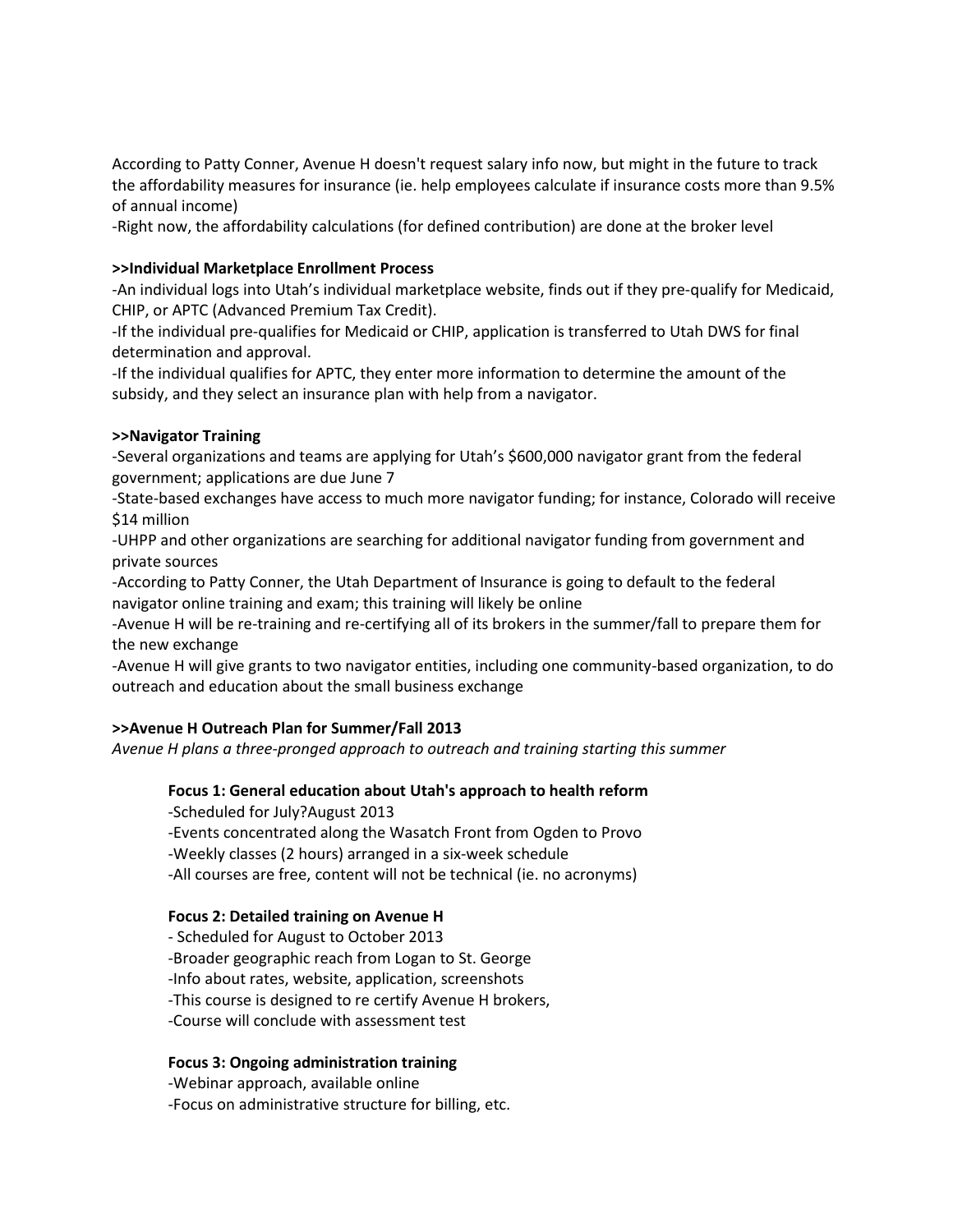According to Patty Conner, Avenue H doesn't request salary info now, but might in the future to track the affordability measures for insurance (ie. help employees calculate if insurance costs more than 9.5% of annual income)

-Right now, the affordability calculations (for defined contribution) are done at the broker level

**>>Individual Marketplace Enrollment Process**

-An individual logs into Utah's individual marketplace website, finds out if they pre-qualify for Medicaid, CHIP, or APTC (Advanced Premium Tax Credit).

-If the individual pre-qualifies for Medicaid or CHIP, application is transferred to Utah DWS for final determination and approval.

-If the individual qualifies for APTC, they enter more information to determine the amount of the subsidy, and they select an insurance plan with help from a navigator.

**>>Navigator Training**

-Several organizations and teams are applying for Utah's $600,000 navigator grant from the federal government; applications are due June 7

-State-based exchanges have access to much more navigator funding; for instance, Colorado will receive $14 million

-UHPP and other organizations are searching for additional navigator funding from government and private sources

-According to Patty Conner, the Utah Department of Insurance is going to default to the federal navigator online training and exam; this training will likely be online

-Avenue H will be re-training and re-certifying all of its brokers in the summer/fall to prepare them for the new exchange

-Avenue H will give grants to two navigator entities, including one community-based organization, to do outreach and education about the small business exchange

**>>Avenue H Outreach Plan for Summer/Fall 2013**

*Avenue H plans a three-pronged approach to outreach and training starting this summer*

**Focus 1: General education about Utah's approach to health reform**

-Scheduled for July?August 2013

-Events concentrated along the Wasatch Front from Ogden to Provo

-Weekly classes (2 hours) arranged in a six-week schedule

-All courses are free, content will not be technical (ie. no acronyms)

**Focus 2: Detailed training on Avenue H**

- Scheduled for August to October 2013

-Broader geographic reach from Logan to St. George

-Info about rates, website, application, screenshots

-This course is designed to re certify Avenue H brokers,

-Course will conclude with assessment test

**Focus 3: Ongoing administration training**

-Webinar approach, available online

-Focus on administrative structure for billing, etc.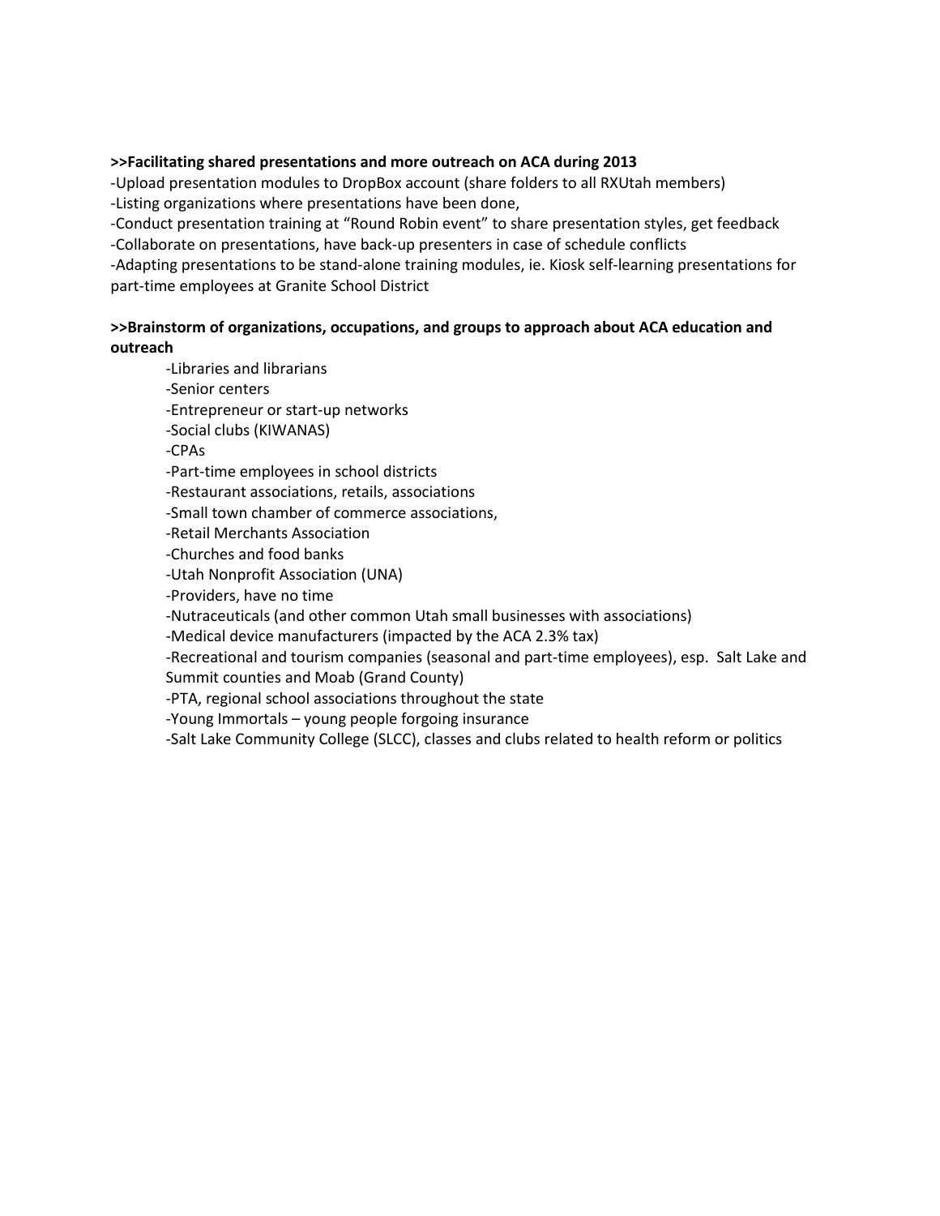**>>Facilitating shared presentations and more outreach on ACA during 2013**

-Upload presentation modules to DropBox account (share folders to all RXUtah members)
-Listing organizations where presentations have been done,
-Conduct presentation training at “Round Robin event” to share presentation styles, get feedback
-Collaborate on presentations, have back-up presenters in case of schedule conflicts
-Adapting presentations to be stand-alone training modules, ie. Kiosk self-learning presentations for part-time employees at Granite School District

**>>Brainstorm of organizations, occupations, and groups to approach about ACA education and outreach**

-Libraries and librarians
-Senior centers
-Entrepreneur or start-up networks
-Social clubs (KIWANAS)
-CPAs
-Part-time employees in school districts
-Restaurant associations, retails, associations
-Small town chamber of commerce associations,
-Retail Merchants Association
-Churches and food banks
-Utah Nonprofit Association (UNA)
-Providers, have no time
-Nutraceuticals (and other common Utah small businesses with associations)
-Medical device manufacturers (impacted by the ACA 2.3% tax)
-Recreational and tourism companies (seasonal and part-time employees), esp. Salt Lake and Summit counties and Moab (Grand County)
-PTA, regional school associations throughout the state
-Young Immortals – young people forgoing insurance
-Salt Lake Community College (SLCC), classes and clubs related to health reform or politics